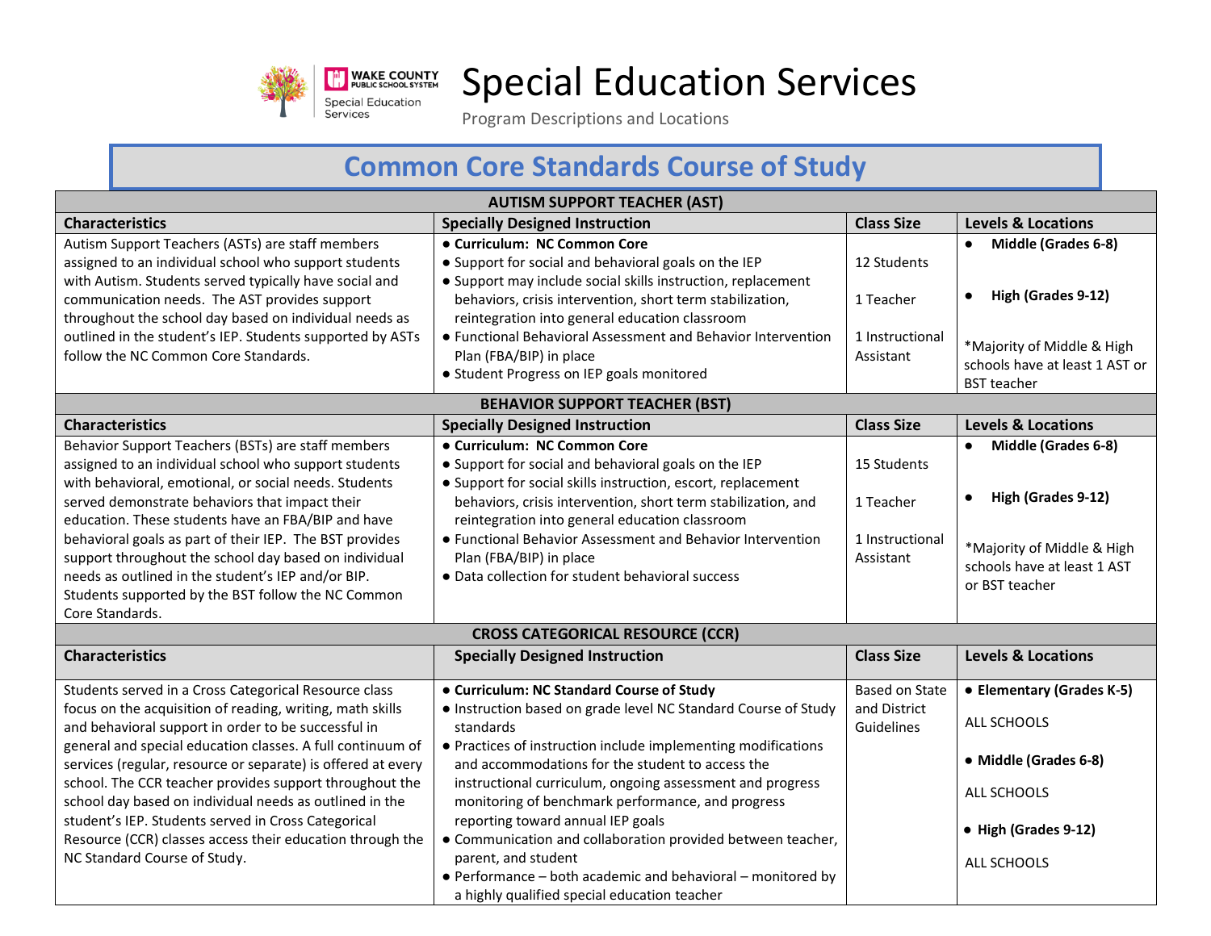# Special Education Services

Program Descriptions and Locations

## Common Core Standards Course of Study

### AUTISM SUPPORT TEACHER (AST)

| Characteristics | Specially Designed Instruction | Class Size | Levels & Locations |
|---|---|---|---|
| Autism Support Teachers (ASTs) are staff members assigned to an individual school who support students with Autism. Students served typically have social and communication needs. The AST provides support throughout the school day based on individual needs as outlined in the student's IEP. Students supported by ASTs follow the NC Common Core Standards. | • **Curriculum: NC Common Core**<br>• Support for social and behavioral goals on the IEP<br>• Support may include social skills instruction, replacement behaviors, crisis intervention, short term stabilization, reintegration into general education classroom<br>• Functional Behavioral Assessment and Behavior Intervention Plan (FBA/BIP) in place<br>• Student Progress on IEP goals monitored | 12 Students<br><br>1 Teacher<br><br>1 Instructional Assistant | • **Middle (Grades 6-8)**<br><br>• **High (Grades 9-12)**<br><br>*Majority of Middle & High schools have at least 1 AST or BST teacher |

### BEHAVIOR SUPPORT TEACHER (BST)

| Characteristics | Specially Designed Instruction | Class Size | Levels & Locations |
|---|---|---|---|
| Behavior Support Teachers (BSTs) are staff members assigned to an individual school who support students with behavioral, emotional, or social needs. Students served demonstrate behaviors that impact their education. These students have an FBA/BIP and have behavioral goals as part of their IEP. The BST provides support throughout the school day based on individual needs as outlined in the student's IEP and/or BIP. Students supported by the BST follow the NC Common Core Standards. | • **Curriculum: NC Common Core**<br>• Support for social and behavioral goals on the IEP<br>• Support for social skills instruction, escort, replacement behaviors, crisis intervention, short term stabilization, and reintegration into general education classroom<br>• Functional Behavior Assessment and Behavior Intervention Plan (FBA/BIP) in place<br>• Data collection for student behavioral success | 15 Students<br><br>1 Teacher<br><br>1 Instructional Assistant | • **Middle (Grades 6-8)**<br><br>• **High (Grades 9-12)**<br><br>*Majority of Middle & High schools have at least 1 AST or BST teacher |

### CROSS CATEGORICAL RESOURCE (CCR)

| Characteristics | Specially Designed Instruction | Class Size | Levels & Locations |
|---|---|---|---|
| Students served in a Cross Categorical Resource class focus on the acquisition of reading, writing, math skills and behavioral support in order to be successful in general and special education classes. A full continuum of services (regular, resource or separate) is offered at every school. The CCR teacher provides support throughout the school day based on individual needs as outlined in the student's IEP. Students served in Cross Categorical Resource (CCR) classes access their education through the NC Standard Course of Study. | • **Curriculum: NC Standard Course of Study**<br>• Instruction based on grade level NC Standard Course of Study standards<br>• Practices of instruction include implementing modifications and accommodations for the student to access the instructional curriculum, ongoing assessment and progress monitoring of benchmark performance, and progress reporting toward annual IEP goals<br>• Communication and collaboration provided between teacher, parent, and student<br>• Performance – both academic and behavioral – monitored by a highly qualified special education teacher | Based on State and District Guidelines | • **Elementary (Grades K-5)**<br>ALL SCHOOLS<br><br>• **Middle (Grades 6-8)**<br>ALL SCHOOLS<br><br>• **High (Grades 9-12)**<br>ALL SCHOOLS |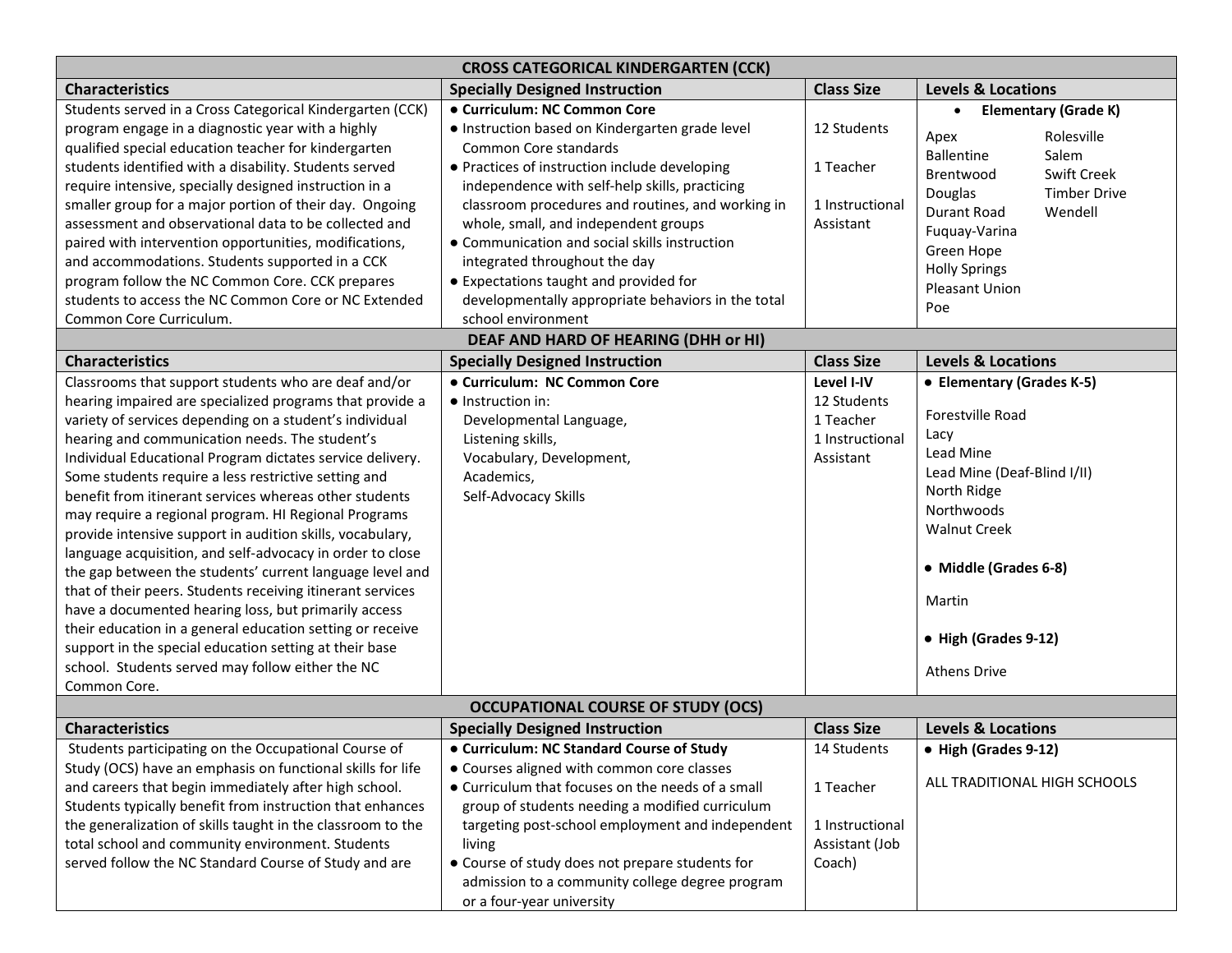## CROSS CATEGORICAL KINDERGARTEN (CCK)

| Characteristics | Specially Designed Instruction | Class Size | Levels & Locations |
|---|---|---|---|
| Students served in a Cross Categorical Kindergarten (CCK) program engage in a diagnostic year with a highly qualified special education teacher for kindergarten students identified with a disability. Students served require intensive, specially designed instruction in a smaller group for a major portion of their day. Ongoing assessment and observational data to be collected and paired with intervention opportunities, modifications, and accommodations. Students supported in a CCK program follow the NC Common Core. CCK prepares students to access the NC Common Core or NC Extended Common Core Curriculum. | • **Curriculum: NC Common Core**<br>• Instruction based on Kindergarten grade level Common Core standards<br>• Practices of instruction include developing independence with self-help skills, practicing classroom procedures and routines, and working in whole, small, and independent groups<br>• Communication and social skills instruction integrated throughout the day<br>• Expectations taught and provided for developmentally appropriate behaviors in the total school environment | 12 Students<br><br>1 Teacher<br><br>1 Instructional Assistant | • **Elementary (Grade K)**<br><br>Apex<br>Ballentine<br>Brentwood<br>Douglas<br>Durant Road<br>Fuquay-Varina<br>Green Hope<br>Holly Springs<br>Pleasant Union<br>Poe<br>Rolesville<br>Salem<br>Swift Creek<br>Timber Drive<br>Wendell |

## DEAF AND HARD OF HEARING (DHH or HI)

| Characteristics | Specially Designed Instruction | Class Size | Levels & Locations |
|---|---|---|---|
| Classrooms that support students who are deaf and/or hearing impaired are specialized programs that provide a variety of services depending on a student's individual hearing and communication needs. The student's Individual Educational Program dictates service delivery. Some students require a less restrictive setting and benefit from itinerant services whereas other students may require a regional program. HI Regional Programs provide intensive support in audition skills, vocabulary, language acquisition, and self-advocacy in order to close the gap between the students' current language level and that of their peers. Students receiving itinerant services have a documented hearing loss, but primarily access their education in a general education setting or receive support in the special education setting at their base school. Students served may follow either the NC Common Core. | • **Curriculum: NC Common Core**<br>• Instruction in:<br>Developmental Language,<br>Listening skills,<br>Vocabulary, Development,<br>Academics,<br>Self-Advocacy Skills | **Level I-IV**<br>12 Students<br>1 Teacher<br>1 Instructional Assistant | • **Elementary (Grades K-5)**<br><br>Forestville Road<br>Lacy<br>Lead Mine<br>Lead Mine (Deaf-Blind I/II)<br>North Ridge<br>Northwoods<br>Walnut Creek<br><br>• **Middle (Grades 6-8)**<br><br>Martin<br><br>• **High (Grades 9-12)**<br><br>Athens Drive |

## OCCUPATIONAL COURSE OF STUDY (OCS)

| Characteristics | Specially Designed Instruction | Class Size | Levels & Locations |
|---|---|---|---|
| Students participating on the Occupational Course of Study (OCS) have an emphasis on functional skills for life and careers that begin immediately after high school. Students typically benefit from instruction that enhances the generalization of skills taught in the classroom to the total school and community environment. Students served follow the NC Standard Course of Study and are | • **Curriculum: NC Standard Course of Study**<br>• Courses aligned with common core classes<br>• Curriculum that focuses on the needs of a small group of students needing a modified curriculum targeting post-school employment and independent living<br>• Course of study does not prepare students for admission to a community college degree program or a four-year university | 14 Students<br><br>1 Teacher<br><br>1 Instructional Assistant (Job Coach) | • **High (Grades 9-12)**<br><br>ALL TRADITIONAL HIGH SCHOOLS |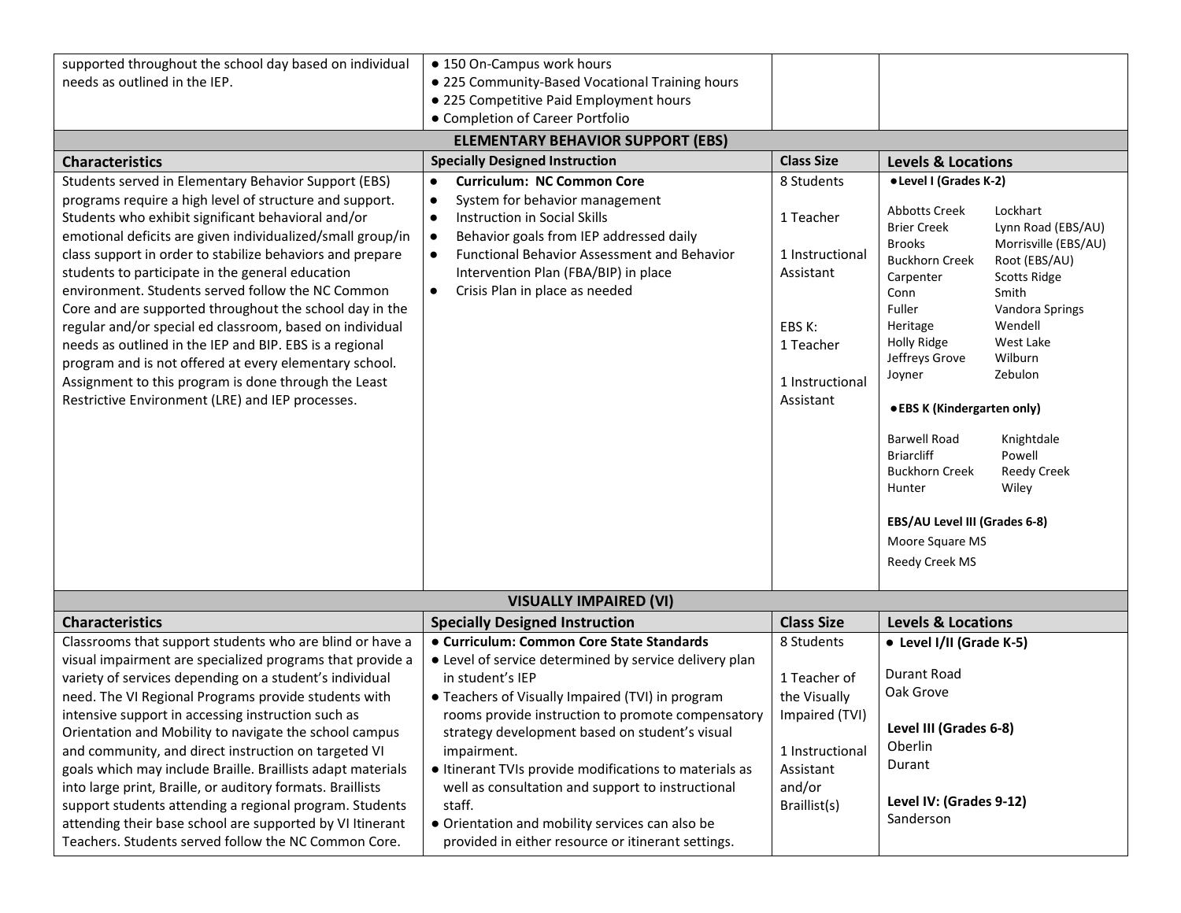| | | | |
|---|---|---|---|
| supported throughout the school day based on individual needs as outlined in the IEP. | ● 150 On-Campus work hours<br>● 225 Community-Based Vocational Training hours<br>● 225 Competitive Paid Employment hours<br>● Completion of Career Portfolio | | |
| **ELEMENTARY BEHAVIOR SUPPORT (EBS)** | | | |
| **Characteristics** | **Specially Designed Instruction** | **Class Size** | **Levels & Locations** |
| Students served in Elementary Behavior Support (EBS) programs require a high level of structure and support. Students who exhibit significant behavioral and/or emotional deficits are given individualized/small group/in class support in order to stabilize behaviors and prepare students to participate in the general education environment. Students served follow the NC Common Core and are supported throughout the school day in the regular and/or special ed classroom, based on individual needs as outlined in the IEP and BIP. EBS is a regional program and is not offered at every elementary school. Assignment to this program is done through the Least Restrictive Environment (LRE) and IEP processes. | ● **Curriculum: NC Common Core**<br>● System for behavior management<br>● Instruction in Social Skills<br>● Behavior goals from IEP addressed daily<br>● Functional Behavior Assessment and Behavior Intervention Plan (FBA/BIP) in place<br>● Crisis Plan in place as needed | 8 Students<br><br>1 Teacher<br><br>1 Instructional Assistant<br><br>EBS K:<br>1 Teacher<br><br>1 Instructional Assistant | **●Level I (Grades K-2)**<br><br>Abbotts Creek, Brier Creek, Brooks, Buckhorn Creek, Carpenter, Conn, Fuller, Heritage, Holly Ridge, Jeffreys Grove, Joyner, Lockhart, Lynn Road (EBS/AU), Morrisville (EBS/AU), Root (EBS/AU), Scotts Ridge, Smith, Vandora Springs, Wendell, West Lake, Wilburn, Zebulon<br><br>**●EBS K (Kindergarten only)**<br><br>Barwell Road, Briarcliff, Buckhorn Creek, Hunter, Knightdale, Powell, Reedy Creek, Wiley<br><br>**EBS/AU Level III (Grades 6-8)**<br>Moore Square MS<br>Reedy Creek MS |
| **VISUALLY IMPAIRED (VI)** | | | |
| **Characteristics** | **Specially Designed Instruction** | **Class Size** | **Levels & Locations** |
| Classrooms that support students who are blind or have a visual impairment are specialized programs that provide a variety of services depending on a student's individual need. The VI Regional Programs provide students with intensive support in accessing instruction such as Orientation and Mobility to navigate the school campus and community, and direct instruction on targeted VI goals which may include Braille. Braillists adapt materials into large print, Braille, or auditory formats. Braillists support students attending a regional program. Students attending their base school are supported by VI Itinerant Teachers. Students served follow the NC Common Core. | ● **Curriculum: Common Core State Standards**<br>● Level of service determined by service delivery plan in student's IEP<br>● Teachers of Visually Impaired (TVI) in program rooms provide instruction to promote compensatory strategy development based on student's visual impairment.<br>● Itinerant TVIs provide modifications to materials as well as consultation and support to instructional staff.<br>● Orientation and mobility services can also be provided in either resource or itinerant settings. | 8 Students<br><br>1 Teacher of the Visually Impaired (TVI)<br><br>1 Instructional Assistant and/or Braillist(s) | **● Level I/II (Grade K-5)**<br><br>Durant Road<br>Oak Grove<br><br>**Level III (Grades 6-8)**<br>Oberlin<br>Durant<br><br>**Level IV: (Grades 9-12)**<br>Sanderson |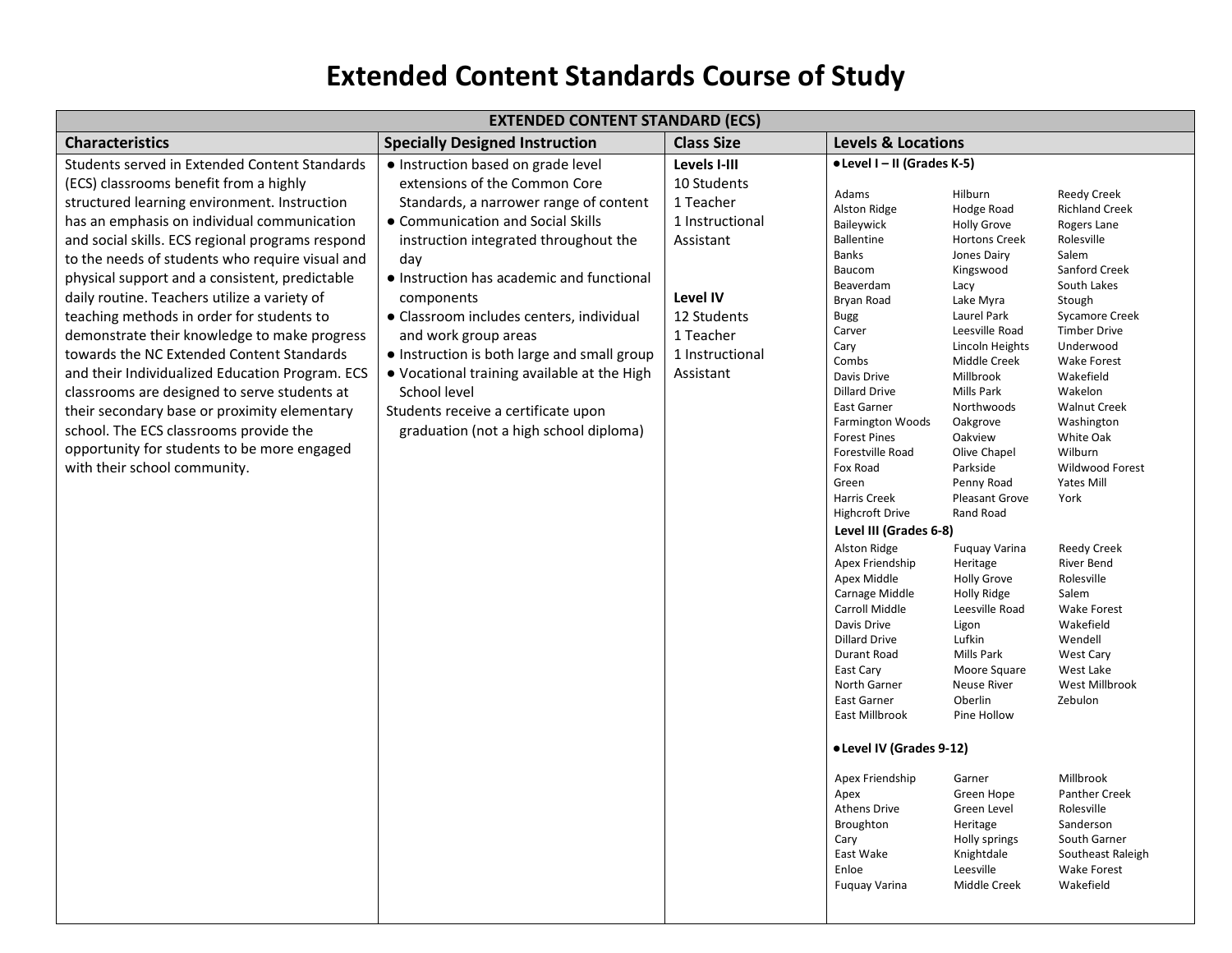# Extended Content Standards Course of Study

| EXTENDED CONTENT STANDARD (ECS) | | | |
|---|---|---|---|
| **Characteristics** | **Specially Designed Instruction** | **Class Size** | **Levels & Locations** |
| Students served in Extended Content Standards (ECS) classrooms benefit from a highly structured learning environment. Instruction has an emphasis on individual communication and social skills. ECS regional programs respond to the needs of students who require visual and physical support and a consistent, predictable daily routine. Teachers utilize a variety of teaching methods in order for students to demonstrate their knowledge to make progress towards the NC Extended Content Standards and their Individualized Education Program. ECS classrooms are designed to serve students at their secondary base or proximity elementary school. The ECS classrooms provide the opportunity for students to be more engaged with their school community. | ● Instruction based on grade level extensions of the Common Core Standards, a narrower range of content<br>● Communication and Social Skills instruction integrated throughout the day<br>● Instruction has academic and functional components<br>● Classroom includes centers, individual and work group areas<br>● Instruction is both large and small group<br>● Vocational training available at the High School level<br>Students receive a certificate upon graduation (not a high school diploma) | **Levels I-III**<br>10 Students<br>1 Teacher<br>1 Instructional Assistant<br><br>**Level IV**<br>12 Students<br>1 Teacher<br>1 Instructional Assistant | ● **Level I – II (Grades K-5)**<br>Adams, Alston Ridge, Baileywick, Ballentine, Banks, Baucom, Beaverdam, Bryan Road, Bugg, Carver, Cary, Combs, Davis Drive, Dillard Drive, East Garner, Farmington Woods, Forest Pines, Forestville Road, Fox Road, Green, Harris Creek, Highcroft Drive, Hilburn, Hodge Road, Holly Grove, Hortons Creek, Jones Dairy, Kingswood, Lacy, Lake Myra, Laurel Park, Leesville Road, Lincoln Heights, Middle Creek, Millbrook, Mills Park, Northwoods, Oakgrove, Oakview, Olive Chapel, Parkside, Penny Road, Pleasant Grove, Rand Road, Reedy Creek, Richland Creek, Rogers Lane, Rolesville, Salem, Sanford Creek, South Lakes, Stough, Sycamore Creek, Timber Drive, Underwood, Wake Forest, Wakefield, Wakelon, Walnut Creek, Washington, White Oak, Wilburn, Wildwood Forest, Yates Mill, York<br><br>**Level III (Grades 6-8)**<br>Alston Ridge, Apex Friendship, Apex Middle, Carnage Middle, Carroll Middle, Davis Drive, Dillard Drive, Durant Road, East Cary, North Garner, East Garner, East Millbrook, Fuquay Varina, Heritage, Holly Grove, Holly Ridge, Leesville Road, Ligon, Lufkin, Mills Park, Moore Square, Neuse River, Oberlin, Pine Hollow, Reedy Creek, River Bend, Rolesville, Salem, Wake Forest, Wakefield, Wendell, West Cary, West Lake, West Millbrook, Zebulon<br><br>● **Level IV (Grades 9-12)**<br>Apex Friendship, Apex, Athens Drive, Broughton, Cary, East Wake, Enloe, Fuquay Varina, Garner, Green Hope, Green Level, Heritage, Holly springs, Knightdale, Leesville, Middle Creek, Millbrook, Panther Creek, Rolesville, Sanderson, South Garner, Southeast Raleigh, Wake Forest, Wakefield |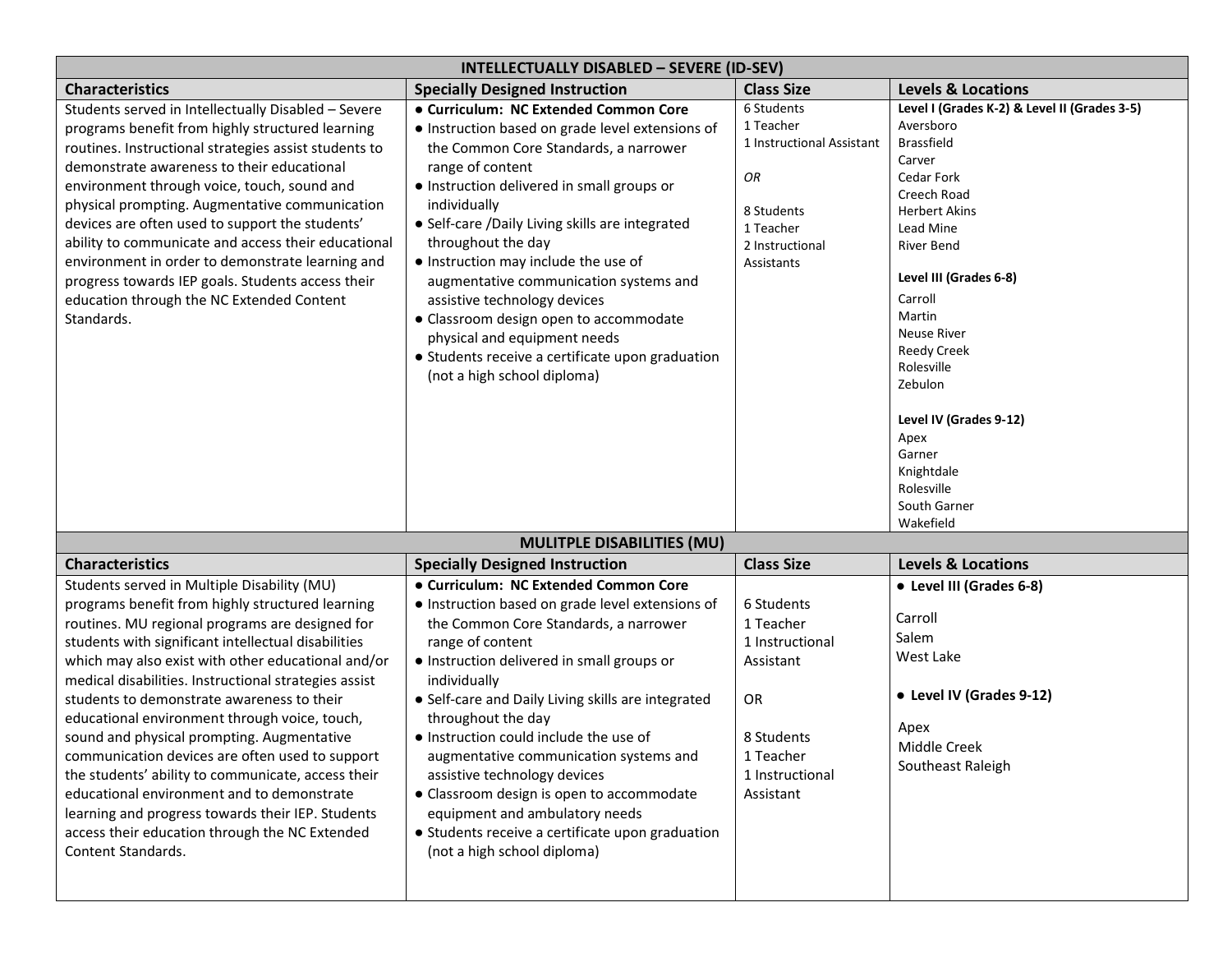| INTELLECTUALLY DISABLED – SEVERE (ID-SEV) | | | |
|---|---|---|---|
| **Characteristics** | **Specially Designed Instruction** | **Class Size** | **Levels & Locations** |
| Students served in Intellectually Disabled – Severe programs benefit from highly structured learning routines. Instructional strategies assist students to demonstrate awareness to their educational environment through voice, touch, sound and physical prompting. Augmentative communication devices are often used to support the students' ability to communicate and access their educational environment in order to demonstrate learning and progress towards IEP goals. Students access their education through the NC Extended Content Standards. | ● **Curriculum: NC Extended Common Core**<br>● Instruction based on grade level extensions of the Common Core Standards, a narrower range of content<br>● Instruction delivered in small groups or individually<br>● Self-care /Daily Living skills are integrated throughout the day<br>● Instruction may include the use of augmentative communication systems and assistive technology devices<br>● Classroom design open to accommodate physical and equipment needs<br>● Students receive a certificate upon graduation (not a high school diploma) | 6 Students<br>1 Teacher<br>1 Instructional Assistant<br><br>*OR*<br><br>8 Students<br>1 Teacher<br>2 Instructional Assistants | **Level I (Grades K-2) & Level II (Grades 3-5)**<br>Aversboro<br>Brassfield<br>Carver<br>Cedar Fork<br>Creech Road<br>Herbert Akins<br>Lead Mine<br>River Bend<br><br>**Level III (Grades 6-8)**<br>Carroll<br>Martin<br>Neuse River<br>Reedy Creek<br>Rolesville<br>Zebulon<br><br>**Level IV (Grades 9-12)**<br>Apex<br>Garner<br>Knightdale<br>Rolesville<br>South Garner<br>Wakefield |
| **MULITPLE DISABILITIES (MU)** | | | |
| **Characteristics** | **Specially Designed Instruction** | **Class Size** | **Levels & Locations** |
| Students served in Multiple Disability (MU) programs benefit from highly structured learning routines. MU regional programs are designed for students with significant intellectual disabilities which may also exist with other educational and/or medical disabilities. Instructional strategies assist students to demonstrate awareness to their educational environment through voice, touch, sound and physical prompting. Augmentative communication devices are often used to support the students' ability to communicate, access their educational environment and to demonstrate learning and progress towards their IEP. Students access their education through the NC Extended Content Standards. | ● **Curriculum: NC Extended Common Core**<br>● Instruction based on grade level extensions of the Common Core Standards, a narrower range of content<br>● Instruction delivered in small groups or individually<br>● Self-care and Daily Living skills are integrated throughout the day<br>● Instruction could include the use of augmentative communication systems and assistive technology devices<br>● Classroom design is open to accommodate equipment and ambulatory needs<br>● Students receive a certificate upon graduation (not a high school diploma) | 6 Students<br>1 Teacher<br>1 Instructional Assistant<br><br>OR<br><br>8 Students<br>1 Teacher<br>1 Instructional Assistant | ● **Level III (Grades 6-8)**<br>Carroll<br>Salem<br>West Lake<br><br>● **Level IV (Grades 9-12)**<br>Apex<br>Middle Creek<br>Southeast Raleigh |